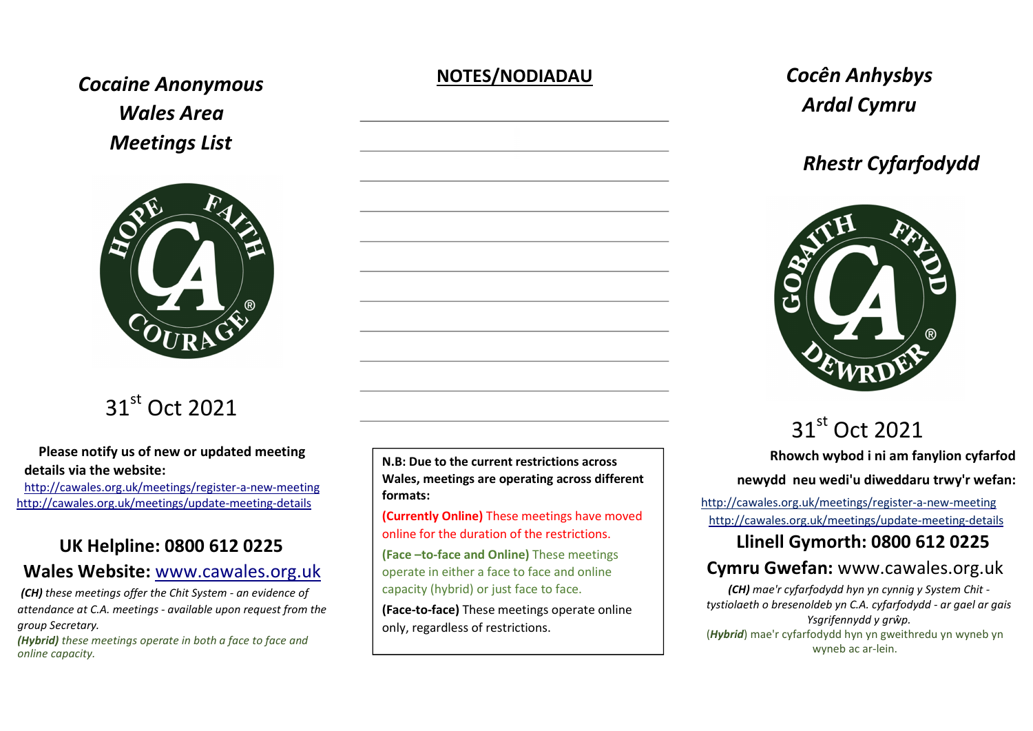# *Cocaine Anonymous Wales Area Meetings List*

31st Oct 2021

**Please notify us of new or updated meeting details via the website:**

http://cawales.org.uk/meetings/register-a-new-meeting
http://cawales.org.uk/meetings/update-meeting-details

## UK Helpline: 0800 612 0225

## Wales Website: www.cawales.org.uk

***(CH)*** *these meetings offer the Chit System - an evidence of attendance at C.A. meetings - available upon request from the group Secretary.*

***(Hybrid)*** *these meetings operate in both a face to face and online capacity.*

## NOTES/NODIADAU

**N.B: Due to the current restrictions across Wales, meetings are operating across different formats:**

**(Currently Online)** These meetings have moved online for the duration of the restrictions.

**(Face –to-face and Online)** These meetings operate in either a face to face and online capacity (hybrid) or just face to face.

**(Face-to-face)** These meetings operate online only, regardless of restrictions.

# *Cocên Anhysbys Ardal Cymru*

## *Rhestr Cyfarfodydd*

31st Oct 2021

**Rhowch wybod i ni am fanylion cyfarfod newydd neu wedi'u diweddaru trwy'r wefan:**

http://cawales.org.uk/meetings/register-a-new-meeting
http://cawales.org.uk/meetings/update-meeting-details

## Llinell Gymorth: 0800 612 0225

## Cymru Gwefan: www.cawales.org.uk

***(CH)*** *mae'r cyfarfodydd hyn yn cynnig y System Chit - tystiolaeth o bresenoldeb yn C.A. cyfarfodydd - ar gael ar gais Ysgrifennydd y grŵp.*

(***Hybrid***) mae'r cyfarfodydd hyn yn gweithredu yn wyneb yn wyneb ac ar-lein.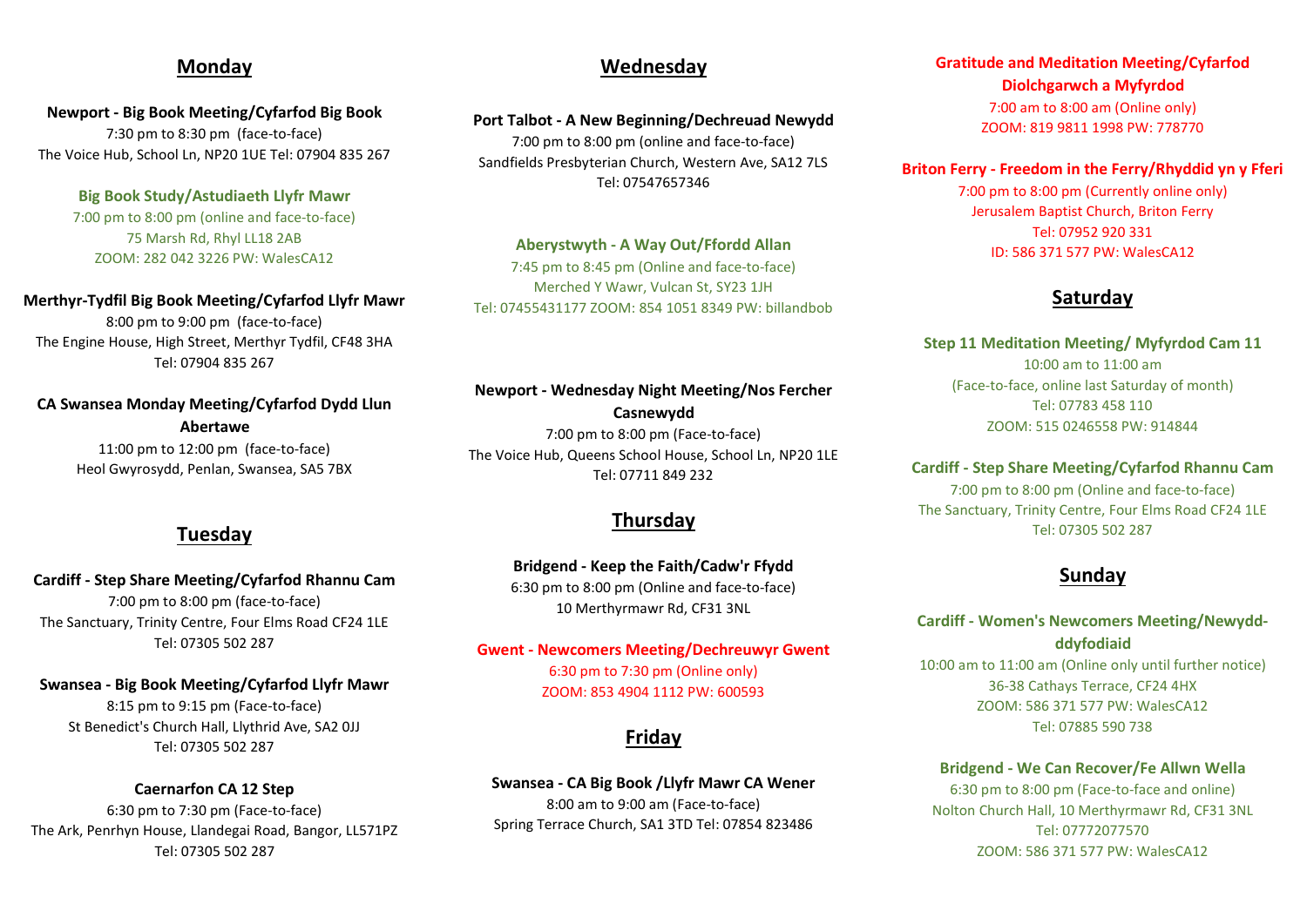## Monday

**Newport - Big Book Meeting/Cyfarfod Big Book**
7:30 pm to 8:30 pm (face-to-face)
The Voice Hub, School Ln, NP20 1UE Tel: 07904 835 267

**Big Book Study/Astudiaeth Llyfr Mawr**
7:00 pm to 8:00 pm (online and face-to-face)
75 Marsh Rd, Rhyl LL18 2AB
ZOOM: 282 042 3226 PW: WalesCA12

**Merthyr-Tydfil Big Book Meeting/Cyfarfod Llyfr Mawr**
8:00 pm to 9:00 pm (face-to-face)
The Engine House, High Street, Merthyr Tydfil, CF48 3HA
Tel: 07904 835 267

**CA Swansea Monday Meeting/Cyfarfod Dydd Llun Abertawe**
11:00 pm to 12:00 pm (face-to-face)
Heol Gwyrosydd, Penlan, Swansea, SA5 7BX

## Tuesday

**Cardiff - Step Share Meeting/Cyfarfod Rhannu Cam**
7:00 pm to 8:00 pm (face-to-face)
The Sanctuary, Trinity Centre, Four Elms Road CF24 1LE
Tel: 07305 502 287

**Swansea - Big Book Meeting/Cyfarfod Llyfr Mawr**
8:15 pm to 9:15 pm (Face-to-face)
St Benedict's Church Hall, Llythrid Ave, SA2 0JJ
Tel: 07305 502 287

**Caernarfon CA 12 Step**
6:30 pm to 7:30 pm (Face-to-face)
The Ark, Penrhyn House, Llandegai Road, Bangor, LL571PZ
Tel: 07305 502 287

## Wednesday

**Port Talbot - A New Beginning/Dechreuad Newydd**
7:00 pm to 8:00 pm (online and face-to-face)
Sandfields Presbyterian Church, Western Ave, SA12 7LS
Tel: 07547657346

**Aberystwyth - A Way Out/Ffordd Allan**
7:45 pm to 8:45 pm (Online and face-to-face)
Merched Y Wawr, Vulcan St, SY23 1JH
Tel: 07455431177 ZOOM: 854 1051 8349 PW: billandbob

**Newport - Wednesday Night Meeting/Nos Fercher Casnewydd**
7:00 pm to 8:00 pm (Face-to-face)
The Voice Hub, Queens School House, School Ln, NP20 1LE
Tel: 07711 849 232

## Thursday

**Bridgend - Keep the Faith/Cadw'r Ffydd**
6:30 pm to 8:00 pm (Online and face-to-face)
10 Merthyrmawr Rd, CF31 3NL

**Gwent - Newcomers Meeting/Dechreuwyr Gwent**
6:30 pm to 7:30 pm (Online only)
ZOOM: 853 4904 1112 PW: 600593

## Friday

**Swansea - CA Big Book /Llyfr Mawr CA Wener**
8:00 am to 9:00 am (Face-to-face)
Spring Terrace Church, SA1 3TD Tel: 07854 823486

**Gratitude and Meditation Meeting/Cyfarfod Diolchgarwch a Myfyrdod**
7:00 am to 8:00 am (Online only)
ZOOM: 819 9811 1998 PW: 778770

**Briton Ferry - Freedom in the Ferry/Rhyddid yn y Fferi**
7:00 pm to 8:00 pm (Currently online only)
Jerusalem Baptist Church, Briton Ferry
Tel: 07952 920 331
ID: 586 371 577 PW: WalesCA12

## Saturday

**Step 11 Meditation Meeting/ Myfyrdod Cam 11**
10:00 am to 11:00 am
(Face-to-face, online last Saturday of month)
Tel: 07783 458 110
ZOOM: 515 0246558 PW: 914844

**Cardiff - Step Share Meeting/Cyfarfod Rhannu Cam**
7:00 pm to 8:00 pm (Online and face-to-face)
The Sanctuary, Trinity Centre, Four Elms Road CF24 1LE
Tel: 07305 502 287

## Sunday

**Cardiff - Women's Newcomers Meeting/Newydd-ddyfodiaid**
10:00 am to 11:00 am (Online only until further notice)
36-38 Cathays Terrace, CF24 4HX
ZOOM: 586 371 577 PW: WalesCA12
Tel: 07885 590 738

**Bridgend - We Can Recover/Fe Allwn Wella**
6:30 pm to 8:00 pm (Face-to-face and online)
Nolton Church Hall, 10 Merthyrmawr Rd, CF31 3NL
Tel: 07772077570
ZOOM: 586 371 577 PW: WalesCA12